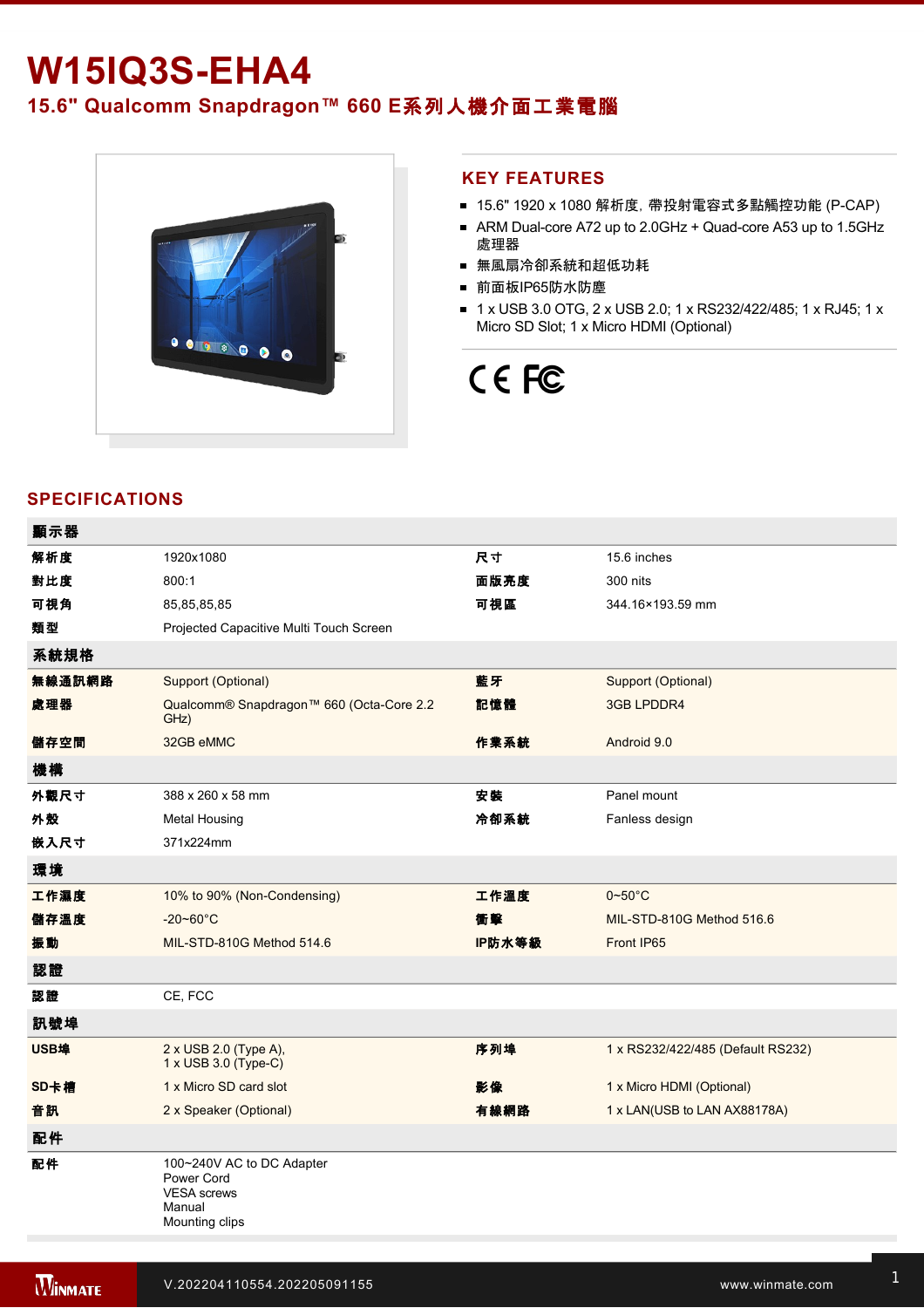# W15IQ3S-EHA4

## 15.6" Qualcomm Snapdragon™ 660 E系列人機介面工業電腦

## KEY FEATURES

- 15.6" 1920 x 1080 解析度, 帶投射電容式多點觸控功能 (P-CAP)
- ARM Dual-core A72 up to 2.0GHz + Quad-core A53 up to 1.5GHz 處理器
- 無風扇冷卻系統和超低功耗
- 前面板IP65防水防塵
- 1 x USB 3.0 OTG, 2 x USB 2.0; 1 x RS232/422/485; 1 x RJ45; 1 x Micro SD Slot; 1 x Micro HDMI (Optional)

## SPECIFICATIONS

| 顯示器 | | | |
|---|---|---|---|
| 解析度 | 1920x1080 | 尺寸 | 15.6 inches |
| 對比度 | 800:1 | 面版亮度 | 300 nits |
| 可視角 | 85,85,85,85 | 可視區 | 344.16×193.59 mm |
| 類型 | Projected Capacitive Multi Touch Screen | | |
| **系統規格** | | | |
| 無線通訊網路 | Support (Optional) | 藍牙 | Support (Optional) |
| 處理器 | Qualcomm® Snapdragon™ 660 (Octa-Core 2.2 GHz) | 記憶體 | 3GB LPDDR4 |
| 儲存空間 | 32GB eMMC | 作業系統 | Android 9.0 |
| **機構** | | | |
| 外觀尺寸 | 388 x 260 x 58 mm | 安裝 | Panel mount |
| 外殼 | Metal Housing | 冷卻系統 | Fanless design |
| 嵌入尺寸 | 371x224mm | | |
| **環境** | | | |
| 工作濕度 | 10% to 90% (Non-Condensing) | 工作溫度 | 0~50°C |
| 儲存溫度 | -20~60°C | 衝擊 | MIL-STD-810G Method 516.6 |
| 振動 | MIL-STD-810G Method 514.6 | IP防水等級 | Front IP65 |
| **認證** | | | |
| 認證 | CE, FCC | | |
| **訊號埠** | | | |
| USB埠 | 2 x USB 2.0 (Type A),<br>1 x USB 3.0 (Type-C) | 序列埠 | 1 x RS232/422/485 (Default RS232) |
| SD卡槽 | 1 x Micro SD card slot | 影像 | 1 x Micro HDMI (Optional) |
| 音訊 | 2 x Speaker (Optional) | 有線網路 | 1 x LAN(USB to LAN AX88178A) |
| **配件** | | | |
| 配件 | 100~240V AC to DC Adapter<br>Power Cord<br>VESA screws<br>Manual<br>Mounting clips | | |

V.202204110554.202205091155 www.winmate.com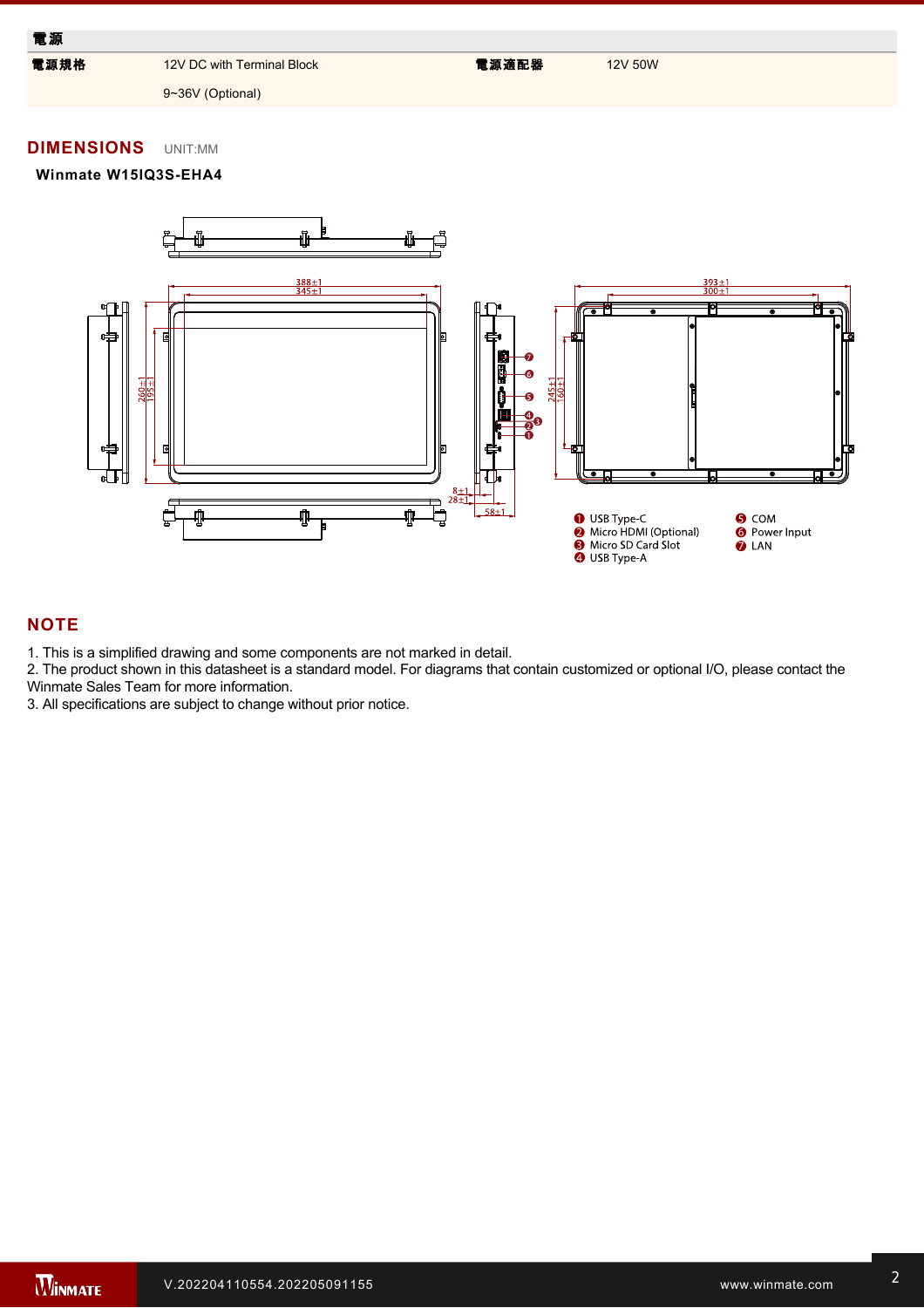## 電源

| | | | |
|---|---|---|---|
| 電源規格 | 12V DC with Terminal Block<br>9~36V (Optional) | 電源適配器 | 12V 50W |

## DIMENSIONS UNIT:MM

**Winmate W15IQ3S-EHA4**

388±1
345±1
260±1
195±1
8±1
28±1
58±1
393±1
300±1
245±1
160±1

❶ USB Type-C
❷ Micro HDMI (Optional)
❸ Micro SD Card Slot
❹ USB Type-A
❺ COM
❻ Power Input
❼ LAN

## NOTE

1. This is a simplified drawing and some components are not marked in detail.
2. The product shown in this datasheet is a standard model. For diagrams that contain customized or optional I/O, please contact the Winmate Sales Team for more information.
3. All specifications are subject to change without prior notice.